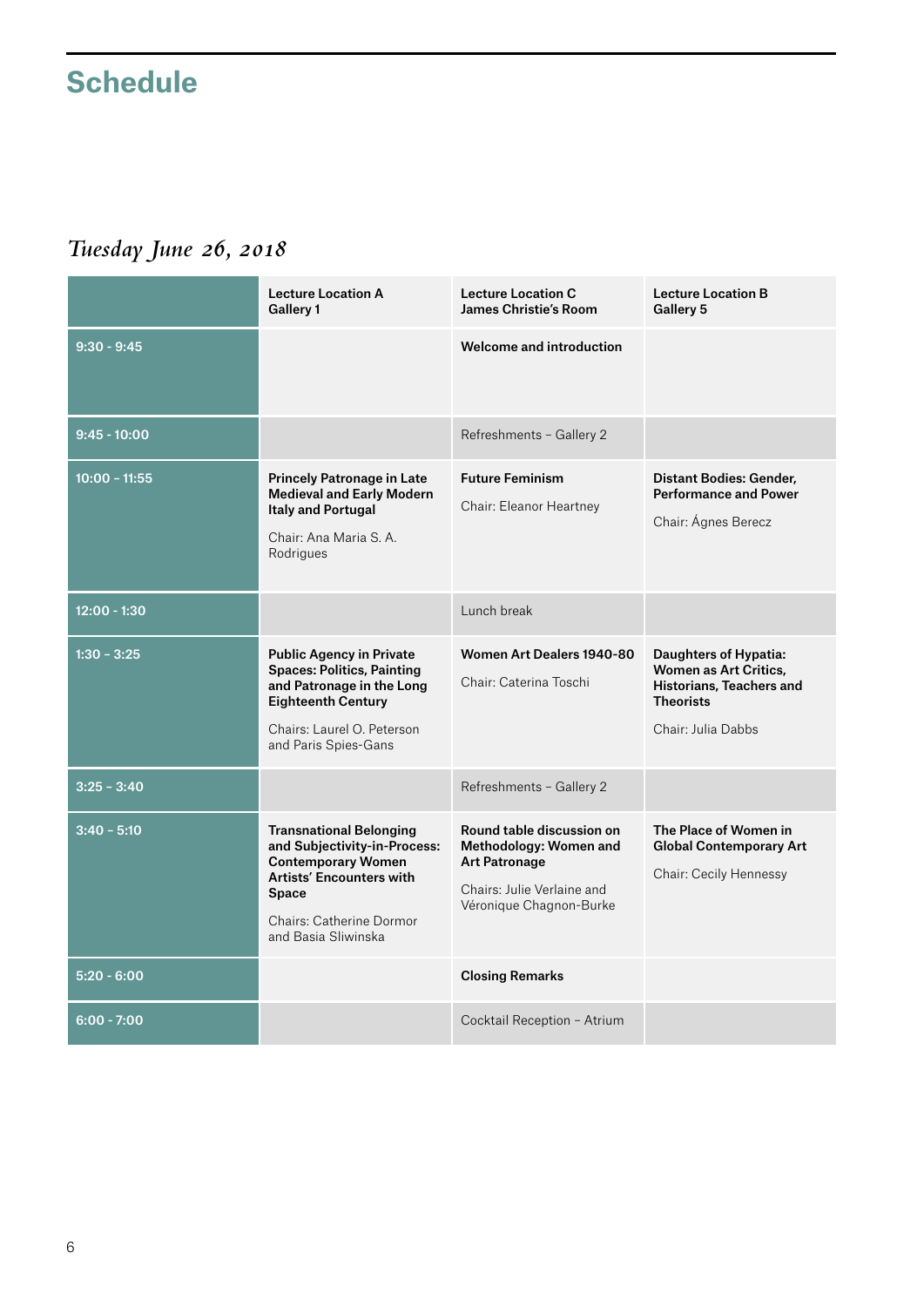# Schedule

## *Tuesday June 26, 2018*

| | **Lecture Location A** **Gallery 1** | **Lecture Location C** **James Christie's Room** | **Lecture Location B** **Gallery 5** |
|---|---|---|---|
| 9:30 - 9:45 | | **Welcome and introduction** | |
| 9:45 - 10:00 | | Refreshments – Gallery 2 | |
| 10:00 – 11:55 | **Princely Patronage in Late Medieval and Early Modern Italy and Portugal** Chair: Ana Maria S. A. Rodrigues | **Future Feminism** Chair: Eleanor Heartney | **Distant Bodies: Gender, Performance and Power** Chair: Ágnes Berecz |
| 12:00 - 1:30 | | Lunch break | |
| 1:30 – 3:25 | **Public Agency in Private Spaces: Politics, Painting and Patronage in the Long Eighteenth Century** Chairs: Laurel O. Peterson and Paris Spies-Gans | **Women Art Dealers 1940-80** Chair: Caterina Toschi | **Daughters of Hypatia: Women as Art Critics, Historians, Teachers and Theorists** Chair: Julia Dabbs |
| 3:25 – 3:40 | | Refreshments – Gallery 2 | |
| 3:40 – 5:10 | **Transnational Belonging and Subjectivity-in-Process: Contemporary Women Artists' Encounters with Space** Chairs: Catherine Dormor and Basia Sliwinska | **Round table discussion on Methodology: Women and Art Patronage** Chairs: Julie Verlaine and Véronique Chagnon-Burke | **The Place of Women in Global Contemporary Art** Chair: Cecily Hennessy |
| 5:20 - 6:00 | | **Closing Remarks** | |
| 6:00 - 7:00 | | Cocktail Reception – Atrium | |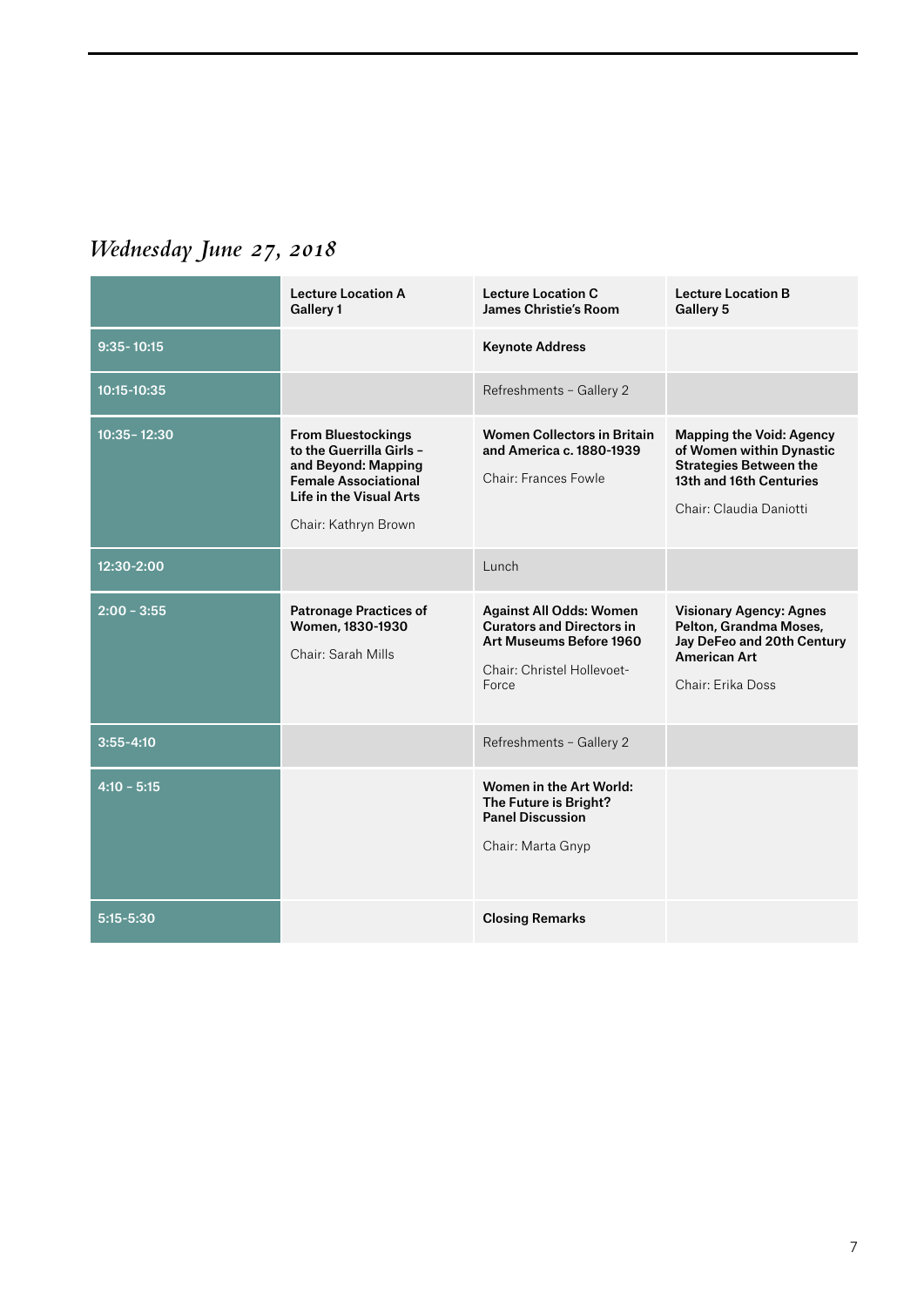## *Wednesday June 27, 2018*

| | Lecture Location A Gallery 1 | Lecture Location C James Christie's Room | Lecture Location B Gallery 5 |
|---|---|---|---|
| 9:35- 10:15 | | **Keynote Address** | |
| 10:15-10:35 | | Refreshments – Gallery 2 | |
| 10:35- 12:30 | **From Bluestockings to the Guerrilla Girls – and Beyond: Mapping Female Associational Life in the Visual Arts** Chair: Kathryn Brown | **Women Collectors in Britain and America c. 1880-1939** Chair: Frances Fowle | **Mapping the Void: Agency of Women within Dynastic Strategies Between the 13th and 16th Centuries** Chair: Claudia Daniotti |
| 12:30-2:00 | | Lunch | |
| 2:00 – 3:55 | **Patronage Practices of Women, 1830-1930** Chair: Sarah Mills | **Against All Odds: Women Curators and Directors in Art Museums Before 1960** Chair: Christel Hollevoet-Force | **Visionary Agency: Agnes Pelton, Grandma Moses, Jay DeFeo and 20th Century American Art** Chair: Erika Doss |
| 3:55-4:10 | | Refreshments – Gallery 2 | |
| 4:10 – 5:15 | | **Women in the Art World: The Future is Bright? Panel Discussion** Chair: Marta Gnyp | |
| 5:15-5:30 | | **Closing Remarks** | |